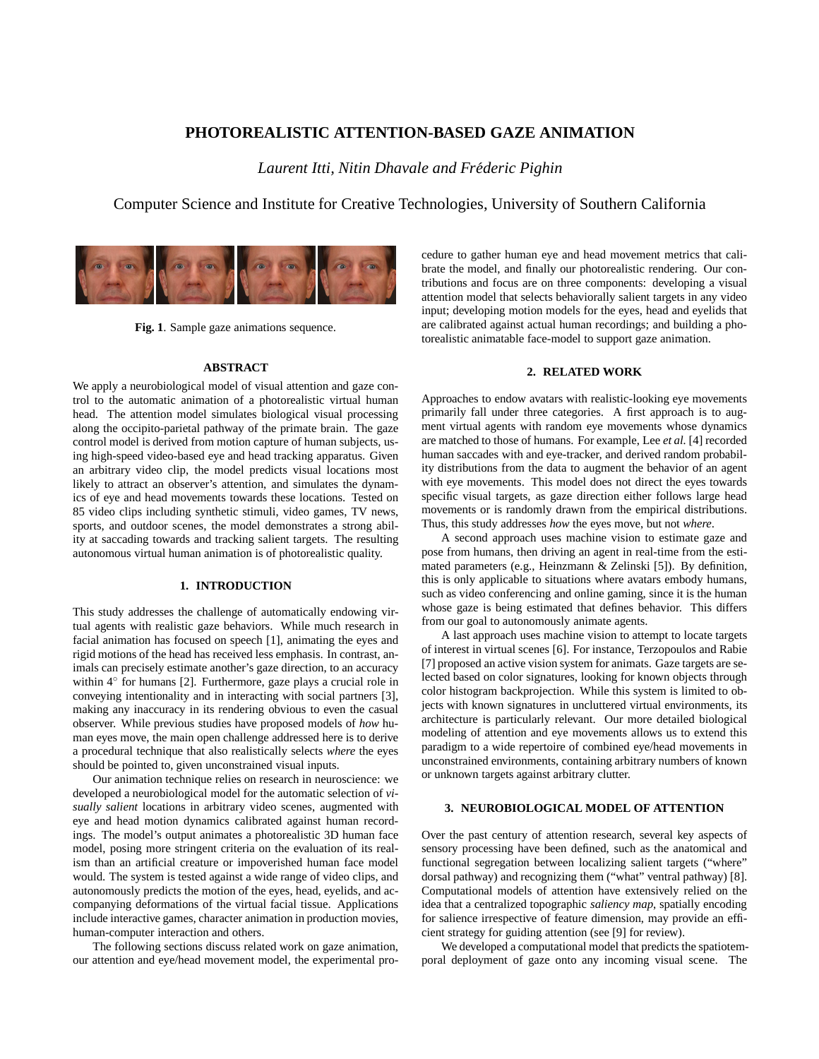# PHOTOREALISTIC ATTENTION-BASED GAZE ANIMATION

*Laurent Itti, Nitin Dhavale and Fréderic Pighin*

Computer Science and Institute for Creative Technologies, University of Southern California

**Fig. 1**. Sample gaze animations sequence.

## ABSTRACT

We apply a neurobiological model of visual attention and gaze control to the automatic animation of a photorealistic virtual human head. The attention model simulates biological visual processing along the occipito-parietal pathway of the primate brain. The gaze control model is derived from motion capture of human subjects, using high-speed video-based eye and head tracking apparatus. Given an arbitrary video clip, the model predicts visual locations most likely to attract an observer's attention, and simulates the dynamics of eye and head movements towards these locations. Tested on 85 video clips including synthetic stimuli, video games, TV news, sports, and outdoor scenes, the model demonstrates a strong ability at saccading towards and tracking salient targets. The resulting autonomous virtual human animation is of photorealistic quality.

## 1. INTRODUCTION

This study addresses the challenge of automatically endowing virtual agents with realistic gaze behaviors. While much research in facial animation has focused on speech [1], animating the eyes and rigid motions of the head has received less emphasis. In contrast, animals can precisely estimate another's gaze direction, to an accuracy within $4^\circ$ for humans [2]. Furthermore, gaze plays a crucial role in conveying intentionality and in interacting with social partners [3], making any inaccuracy in its rendering obvious to even the casual observer. While previous studies have proposed models of *how* human eyes move, the main open challenge addressed here is to derive a procedural technique that also realistically selects *where* the eyes should be pointed to, given unconstrained visual inputs.

Our animation technique relies on research in neuroscience: we developed a neurobiological model for the automatic selection of *visually salient* locations in arbitrary video scenes, augmented with eye and head motion dynamics calibrated against human recordings. The model's output animates a photorealistic 3D human face model, posing more stringent criteria on the evaluation of its realism than an artificial creature or impoverished human face model would. The system is tested against a wide range of video clips, and autonomously predicts the motion of the eyes, head, eyelids, and accompanying deformations of the virtual facial tissue. Applications include interactive games, character animation in production movies, human-computer interaction and others.

The following sections discuss related work on gaze animation, our attention and eye/head movement model, the experimental procedure to gather human eye and head movement metrics that calibrate the model, and finally our photorealistic rendering. Our contributions and focus are on three components: developing a visual attention model that selects behaviorally salient targets in any video input; developing motion models for the eyes, head and eyelids that are calibrated against actual human recordings; and building a photorealistic animatable face-model to support gaze animation.

## 2. RELATED WORK

Approaches to endow avatars with realistic-looking eye movements primarily fall under three categories. A first approach is to augment virtual agents with random eye movements whose dynamics are matched to those of humans. For example, Lee *et al.* [4] recorded human saccades with and eye-tracker, and derived random probability distributions from the data to augment the behavior of an agent with eye movements. This model does not direct the eyes towards specific visual targets, as gaze direction either follows large head movements or is randomly drawn from the empirical distributions. Thus, this study addresses *how* the eyes move, but not *where*.

A second approach uses machine vision to estimate gaze and pose from humans, then driving an agent in real-time from the estimated parameters (e.g., Heinzmann & Zelinski [5]). By definition, this is only applicable to situations where avatars embody humans, such as video conferencing and online gaming, since it is the human whose gaze is being estimated that defines behavior. This differs from our goal to autonomously animate agents.

A last approach uses machine vision to attempt to locate targets of interest in virtual scenes [6]. For instance, Terzopoulos and Rabie [7] proposed an active vision system for animats. Gaze targets are selected based on color signatures, looking for known objects through color histogram backprojection. While this system is limited to objects with known signatures in uncluttered virtual environments, its architecture is particularly relevant. Our more detailed biological modeling of attention and eye movements allows us to extend this paradigm to a wide repertoire of combined eye/head movements in unconstrained environments, containing arbitrary numbers of known or unknown targets against arbitrary clutter.

## 3. NEUROBIOLOGICAL MODEL OF ATTENTION

Over the past century of attention research, several key aspects of sensory processing have been defined, such as the anatomical and functional segregation between localizing salient targets ("where" dorsal pathway) and recognizing them ("what" ventral pathway) [8]. Computational models of attention have extensively relied on the idea that a centralized topographic *saliency map*, spatially encoding for salience irrespective of feature dimension, may provide an efficient strategy for guiding attention (see [9] for review).

We developed a computational model that predicts the spatiotemporal deployment of gaze onto any incoming visual scene. The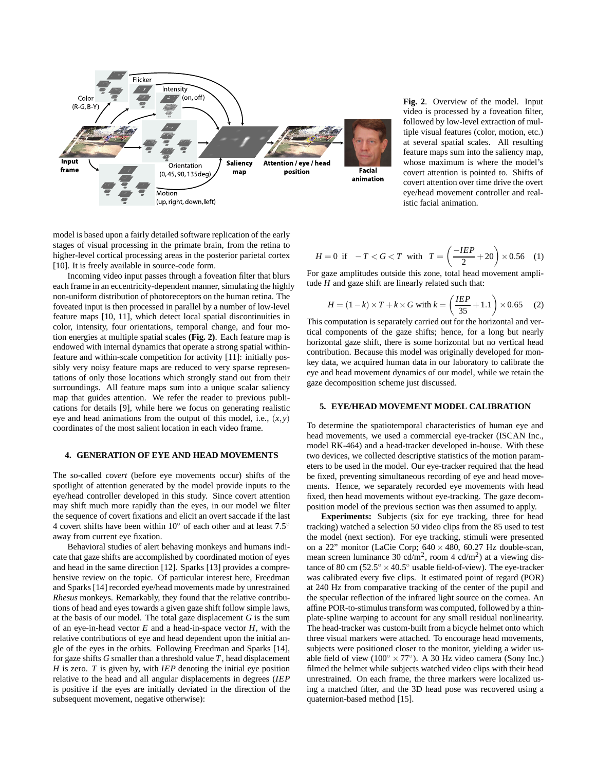Fig. 2. Overview of the model. Input video is processed by a foveation filter, followed by low-level extraction of multiple visual features (color, motion, etc.) at several spatial scales. All resulting feature maps sum into the saliency map, whose maximum is where the model's covert attention is pointed to. Shifts of covert attention over time drive the overt eye/head movement controller and realistic facial animation.

model is based upon a fairly detailed software replication of the early stages of visual processing in the primate brain, from the retina to higher-level cortical processing areas in the posterior parietal cortex [10]. It is freely available in source-code form.

Incoming video input passes through a foveation filter that blurs each frame in an eccentricity-dependent manner, simulating the highly non-uniform distribution of photoreceptors on the human retina. The foveated input is then processed in parallel by a number of low-level feature maps [10, 11], which detect local spatial discontinuities in color, intensity, four orientations, temporal change, and four motion energies at multiple spatial scales **(Fig. 2)**. Each feature map is endowed with internal dynamics that operate a strong spatial within-feature and within-scale competition for activity [11]: initially possibly very noisy feature maps are reduced to very sparse representations of only those locations which strongly stand out from their surroundings. All feature maps sum into a unique scalar saliency map that guides attention. We refer the reader to previous publications for details [9], while here we focus on generating realistic eye and head animations from the output of this model, i.e., $(x, y)$ coordinates of the most salient location in each video frame.

## 4. GENERATION OF EYE AND HEAD MOVEMENTS

The so-called *covert* (before eye movements occur) shifts of the spotlight of attention generated by the model provide inputs to the eye/head controller developed in this study. Since covert attention may shift much more rapidly than the eyes, in our model we filter the sequence of covert fixations and elicit an overt saccade if the last 4 covert shifts have been within $10^\circ$ of each other and at least $7.5^\circ$ away from current eye fixation.

Behavioral studies of alert behaving monkeys and humans indicate that gaze shifts are accomplished by coordinated motion of eyes and head in the same direction [12]. Sparks [13] provides a comprehensive review on the topic. Of particular interest here, Freedman and Sparks [14] recorded eye/head movements made by unrestrained *Rhesus* monkeys. Remarkably, they found that the relative contributions of head and eyes towards a given gaze shift follow simple laws, at the basis of our model. The total gaze displacement $G$ is the sum of an eye-in-head vector $E$ and a head-in-space vector $H$, with the relative contributions of eye and head dependent upon the initial angle of the eyes in the orbits. Following Freedman and Sparks [14], for gaze shifts $G$ smaller than a threshold value $T$, head displacement $H$ is zero. $T$ is given by, with $IEP$ denoting the initial eye position relative to the head and all angular displacements in degrees ($IEP$ is positive if the eyes are initially deviated in the direction of the subsequent movement, negative otherwise):

$$H = 0 \text{ if } \quad -T < G < T \quad \text{with} \quad T = \left( \frac{-IEP}{2} + 20 \right) \times 0.56 \quad (1)$$

For gaze amplitudes outside this zone, total head movement amplitude $H$ and gaze shift are linearly related such that:

$$H = (1-k) \times T + k \times G \text{ with } k = \left( \frac{IEP}{35} + 1.1 \right) \times 0.65 \quad (2)$$

This computation is separately carried out for the horizontal and vertical components of the gaze shifts; hence, for a long but nearly horizontal gaze shift, there is some horizontal but no vertical head contribution. Because this model was originally developed for monkey data, we acquired human data in our laboratory to calibrate the eye and head movement dynamics of our model, while we retain the gaze decomposition scheme just discussed.

## 5. EYE/HEAD MOVEMENT MODEL CALIBRATION

To determine the spatiotemporal characteristics of human eye and head movements, we used a commercial eye-tracker (ISCAN Inc., model RK-464) and a head-tracker developed in-house. With these two devices, we collected descriptive statistics of the motion parameters to be used in the model. Our eye-tracker required that the head be fixed, preventing simultaneous recording of eye and head movements. Hence, we separately recorded eye movements with head fixed, then head movements without eye-tracking. The gaze decomposition model of the previous section was then assumed to apply.

**Experiments:** Subjects (six for eye tracking, three for head tracking) watched a selection 50 video clips from the 85 used to test the model (next section). For eye tracking, stimuli were presented on a 22" monitor (LaCie Corp; $640 \times 480$, 60.27 Hz double-scan, mean screen luminance 30 cd/m$^2$, room 4 cd/m$^2$) at a viewing distance of 80 cm ($52.5^\circ \times 40.5^\circ$ usable field-of-view). The eye-tracker was calibrated every five clips. It estimated point of regard (POR) at 240 Hz from comparative tracking of the center of the pupil and the specular reflection of the infrared light source on the cornea. An affine POR-to-stimulus transform was computed, followed by a thin-plate-spline warping to account for any small residual nonlinearity. The head-tracker was custom-built from a bicycle helmet onto which three visual markers were attached. To encourage head movements, subjects were positioned closer to the monitor, yielding a wider usable field of view ($100^\circ \times 77^\circ$). A 30 Hz video camera (Sony Inc.) filmed the helmet while subjects watched video clips with their head unrestrained. On each frame, the three markers were localized using a matched filter, and the 3D head pose was recovered using a quaternion-based method [15].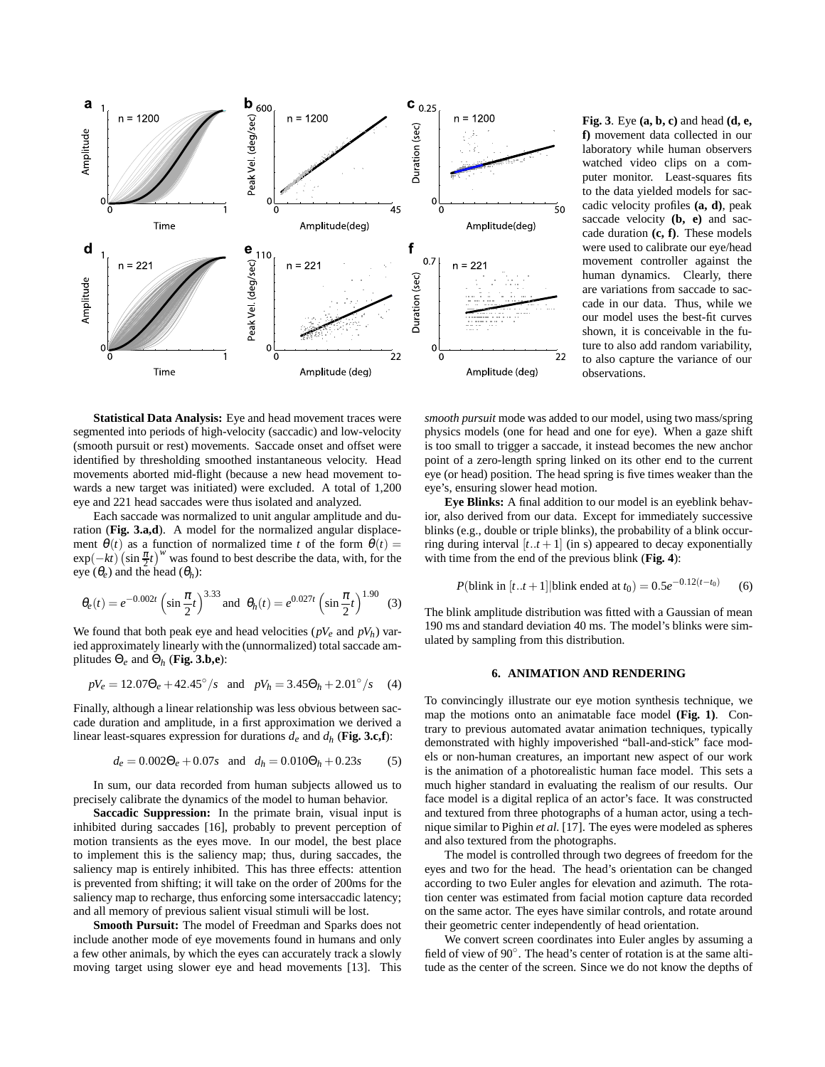**Fig. 3**. Eye **(a, b, c)** and head **(d, e, f)** movement data collected in our laboratory while human observers watched video clips on a computer monitor. Least-squares fits to the data yielded models for saccadic velocity profiles **(a, d)**, peak saccade velocity **(b, e)** and saccade duration **(c, f)**. These models were used to calibrate our eye/head movement controller against the human dynamics. Clearly, there are variations from saccade to saccade in our data. Thus, while we our model uses the best-fit curves shown, it is conceivable in the future to also add random variability, to also capture the variance of our observations.

**Statistical Data Analysis:** Eye and head movement traces were segmented into periods of high-velocity (saccadic) and low-velocity (smooth pursuit or rest) movements. Saccade onset and offset were identified by thresholding smoothed instantaneous velocity. Head movements aborted mid-flight (because a new head movement towards a new target was initiated) were excluded. A total of 1,200 eye and 221 head saccades were thus isolated and analyzed.

Each saccade was normalized to unit angular amplitude and duration (**Fig. 3.a,d**). A model for the normalized angular displacement $\theta(t)$ as a function of normalized time $t$ of the form $\theta(t) = \exp(-kt)\left(\sin\frac{\pi}{2}t\right)^w$ was found to best describe the data, with, for the eye ($\theta_e$) and the head ($\theta_h$):

$$\theta_e(t) = e^{-0.002t}\left(\sin\frac{\pi}{2}t\right)^{3.33} \text{and } \theta_h(t) = e^{0.027t}\left(\sin\frac{\pi}{2}t\right)^{1.90} \quad (3)$$

We found that both peak eye and head velocities ($pV_e$ and $pV_h$) varied approximately linearly with the (unnormalized) total saccade amplitudes $\Theta_e$ and $\Theta_h$ (**Fig. 3.b,e**):

$$pV_e = 12.07\Theta_e + 42.45^\circ/s \quad \text{and} \quad pV_h = 3.45\Theta_h + 2.01^\circ/s \quad (4)$$

Finally, although a linear relationship was less obvious between saccade duration and amplitude, in a first approximation we derived a linear least-squares expression for durations $d_e$ and $d_h$ (**Fig. 3.c,f**):

$$d_e = 0.002\Theta_e + 0.07s \quad \text{and} \quad d_h = 0.010\Theta_h + 0.23s \quad (5)$$

In sum, our data recorded from human subjects allowed us to precisely calibrate the dynamics of the model to human behavior.

**Saccadic Suppression:** In the primate brain, visual input is inhibited during saccades [16], probably to prevent perception of motion transients as the eyes move. In our model, the best place to implement this is the saliency map; thus, during saccades, the saliency map is entirely inhibited. This has three effects: attention is prevented from shifting; it will take on the order of 200ms for the saliency map to recharge, thus enforcing some intersaccadic latency; and all memory of previous salient visual stimuli will be lost.

**Smooth Pursuit:** The model of Freedman and Sparks does not include another mode of eye movements found in humans and only a few other animals, by which the eyes can accurately track a slowly moving target using slower eye and head movements [13]. This *smooth pursuit* mode was added to our model, using two mass/spring physics models (one for head and one for eye). When a gaze shift is too small to trigger a saccade, it instead becomes the new anchor point of a zero-length spring linked on its other end to the current eye (or head) position. The head spring is five times weaker than the eye's, ensuring slower head motion.

**Eye Blinks:** A final addition to our model is an eyeblink behavior, also derived from our data. Except for immediately successive blinks (e.g., double or triple blinks), the probability of a blink occurring during interval $[t..t+1]$ (in s) appeared to decay exponentially with time from the end of the previous blink (**Fig. 4**):

$$P(\text{blink in } [t..t+1] | \text{blink ended at } t_0) = 0.5e^{-0.12(t-t_0)} \quad (6)$$

The blink amplitude distribution was fitted with a Gaussian of mean 190 ms and standard deviation 40 ms. The model's blinks were simulated by sampling from this distribution.

## 6. ANIMATION AND RENDERING

To convincingly illustrate our eye motion synthesis technique, we map the motions onto an animatable face model **(Fig. 1)**. Contrary to previous automated avatar animation techniques, typically demonstrated with highly impoverished "ball-and-stick" face models or non-human creatures, an important new aspect of our work is the animation of a photorealistic human face model. This sets a much higher standard in evaluating the realism of our results. Our face model is a digital replica of an actor's face. It was constructed and textured from three photographs of a human actor, using a technique similar to Pighin *et al.* [17]. The eyes were modeled as spheres and also textured from the photographs.

The model is controlled through two degrees of freedom for the eyes and two for the head. The head's orientation can be changed according to two Euler angles for elevation and azimuth. The rotation center was estimated from facial motion capture data recorded on the same actor. The eyes have similar controls, and rotate around their geometric center independently of head orientation.

We convert screen coordinates into Euler angles by assuming a field of view of 90°. The head's center of rotation is at the same altitude as the center of the screen. Since we do not know the depths of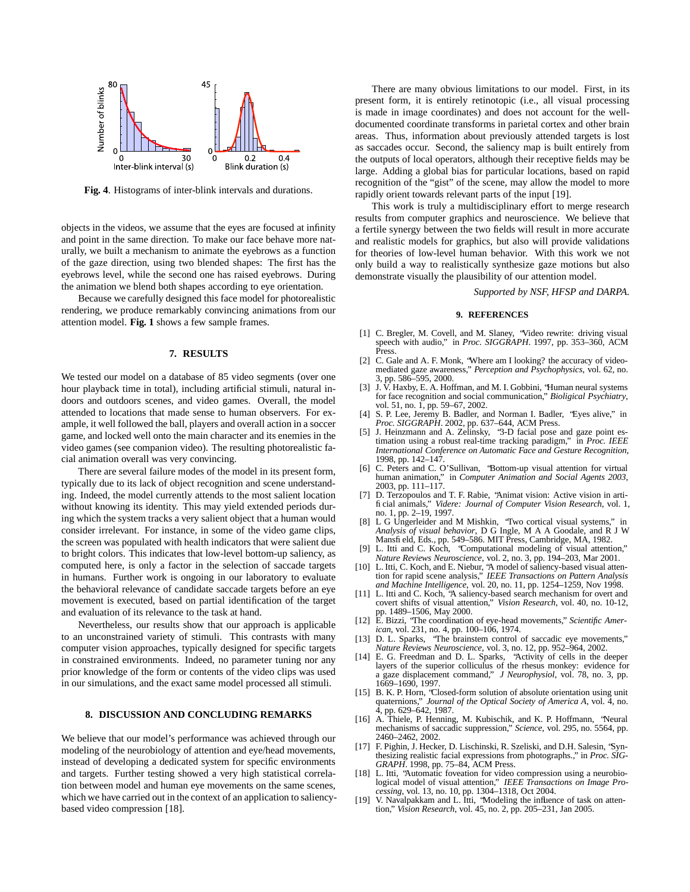80

45

Number of blinks

0

30

0

0

0.2

0.4

Inter-blink interval (s)

Blink duration (s)

**Fig. 4**. Histograms of inter-blink intervals and durations.

objects in the videos, we assume that the eyes are focused at infinity and point in the same direction. To make our face behave more naturally, we built a mechanism to animate the eyebrows as a function of the gaze direction, using two blended shapes: The first has the eyebrows level, while the second one has raised eyebrows. During the animation we blend both shapes according to eye orientation.

Because we carefully designed this face model for photorealistic rendering, we produce remarkably convincing animations from our attention model. **Fig. 1** shows a few sample frames.

## 7. RESULTS

We tested our model on a database of 85 video segments (over one hour playback time in total), including artificial stimuli, natural indoors and outdoors scenes, and video games. Overall, the model attended to locations that made sense to human observers. For example, it well followed the ball, players and overall action in a soccer game, and locked well onto the main character and its enemies in the video games (see companion video). The resulting photorealistic facial animation overall was very convincing.

There are several failure modes of the model in its present form, typically due to its lack of object recognition and scene understanding. Indeed, the model currently attends to the most salient location without knowing its identity. This may yield extended periods during which the system tracks a very salient object that a human would consider irrelevant. For instance, in some of the video game clips, the screen was populated with health indicators that were salient due to bright colors. This indicates that low-level bottom-up saliency, as computed here, is only a factor in the selection of saccade targets in humans. Further work is ongoing in our laboratory to evaluate the behavioral relevance of candidate saccade targets before an eye movement is executed, based on partial identification of the target and evaluation of its relevance to the task at hand.

Nevertheless, our results show that our approach is applicable to an unconstrained variety of stimuli. This contrasts with many computer vision approaches, typically designed for specific targets in constrained environments. Indeed, no parameter tuning nor any prior knowledge of the form or contents of the video clips was used in our simulations, and the exact same model processed all stimuli.

## 8. DISCUSSION AND CONCLUDING REMARKS

We believe that our model's performance was achieved through our modeling of the neurobiology of attention and eye/head movements, instead of developing a dedicated system for specific environments and targets. Further testing showed a very high statistical correlation between model and human eye movements on the same scenes, which we have carried out in the context of an application to saliency-based video compression [18].

There are many obvious limitations to our model. First, in its present form, it is entirely retinotopic (i.e., all visual processing is made in image coordinates) and does not account for the well-documented coordinate transforms in parietal cortex and other brain areas. Thus, information about previously attended targets is lost as saccades occur. Second, the saliency map is built entirely from the outputs of local operators, although their receptive fields may be large. Adding a global bias for particular locations, based on rapid recognition of the "gist" of the scene, may allow the model to more rapidly orient towards relevant parts of the input [19].

This work is truly a multidisciplinary effort to merge research results from computer graphics and neuroscience. We believe that a fertile synergy between the two fields will result in more accurate and realistic models for graphics, but also will provide validations for theories of low-level human behavior. With this work we not only build a way to realistically synthesize gaze motions but also demonstrate visually the plausibility of our attention model.

*Supported by NSF, HFSP and DARPA.*

## 9. REFERENCES

[1] C. Bregler, M. Covell, and M. Slaney, "Video rewrite: driving visual speech with audio," in *Proc. SIGGRAPH*. 1997, pp. 353–360, ACM Press.

[2] C. Gale and A. F. Monk, "Where am I looking? the accuracy of video-mediated gaze awareness," *Perception and Psychophysics*, vol. 62, no. 3, pp. 586–595, 2000.

[3] J. V. Haxby, E. A. Hoffman, and M. I. Gobbini, "Human neural systems for face recognition and social communication," *Bioligical Psychiatry*, vol. 51, no. 1, pp. 59–67, 2002.

[4] S. P. Lee, Jeremy B. Badler, and Norman I. Badler, "Eyes alive," in *Proc. SIGGRAPH*. 2002, pp. 637–644, ACM Press.

[5] J. Heinzmann and A. Zelinsky, "3-D facial pose and gaze point estimation using a robust real-time tracking paradigm," in *Proc. IEEE International Conference on Automatic Face and Gesture Recognition*, 1998, pp. 142–147.

[6] C. Peters and C. O'Sullivan, "Bottom-up visual attention for virtual human animation," in *Computer Animation and Social Agents 2003*, 2003, pp. 111–117.

[7] D. Terzopoulos and T. F. Rabie, "Animat vision: Active vision in artificial animals," *Videre: Journal of Computer Vision Research*, vol. 1, no. 1, pp. 2–19, 1997.

[8] L G Ungerleider and M Mishkin, "Two cortical visual systems," in *Analysis of visual behavior*, D G Ingle, M A A Goodale, and R J W Mansfield, Eds., pp. 549–586. MIT Press, Cambridge, MA, 1982.

[9] L. Itti and C. Koch, "Computational modeling of visual attention," *Nature Reviews Neuroscience*, vol. 2, no. 3, pp. 194–203, Mar 2001.

[10] L. Itti, C. Koch, and E. Niebur, "A model of saliency-based visual attention for rapid scene analysis," *IEEE Transactions on Pattern Analysis and Machine Intelligence*, vol. 20, no. 11, pp. 1254–1259, Nov 1998.

[11] L. Itti and C. Koch, "A saliency-based search mechanism for overt and covert shifts of visual attention," *Vision Research*, vol. 40, no. 10-12, pp. 1489–1506, May 2000.

[12] E. Bizzi, "The coordination of eye-head movements," *Scientific American*, vol. 231, no. 4, pp. 100–106, 1974.

[13] D. L. Sparks, "The brainstem control of saccadic eye movements," *Nature Reviews Neuroscience*, vol. 3, no. 12, pp. 952–964, 2002.

[14] E. G. Freedman and D. L. Sparks, "Activity of cells in the deeper layers of the superior colliculus of the rhesus monkey: evidence for a gaze displacement command," *J Neurophysiol*, vol. 78, no. 3, pp. 1669–1690, 1997.

[15] B. K. P. Horn, "Closed-form solution of absolute orientation using unit quaternions," *Journal of the Optical Society of America A*, vol. 4, no. 4, pp. 629–642, 1987.

[16] A. Thiele, P. Henning, M. Kubischik, and K. P. Hoffmann, "Neural mechanisms of saccadic suppression," *Science*, vol. 295, no. 5564, pp. 2460–2462, 2002.

[17] F. Pighin, J. Hecker, D. Lischinski, R. Szeliski, and D.H. Salesin, "Synthesizing realistic facial expressions from photographs.," in *Proc. SIGGRAPH*. 1998, pp. 75–84, ACM Press.

[18] L. Itti, "Automatic foveation for video compression using a neurobiological model of visual attention," *IEEE Transactions on Image Processing*, vol. 13, no. 10, pp. 1304–1318, Oct 2004.

[19] V. Navalpakkam and L. Itti, "Modeling the influence of task on attention," *Vision Research*, vol. 45, no. 2, pp. 205–231, Jan 2005.